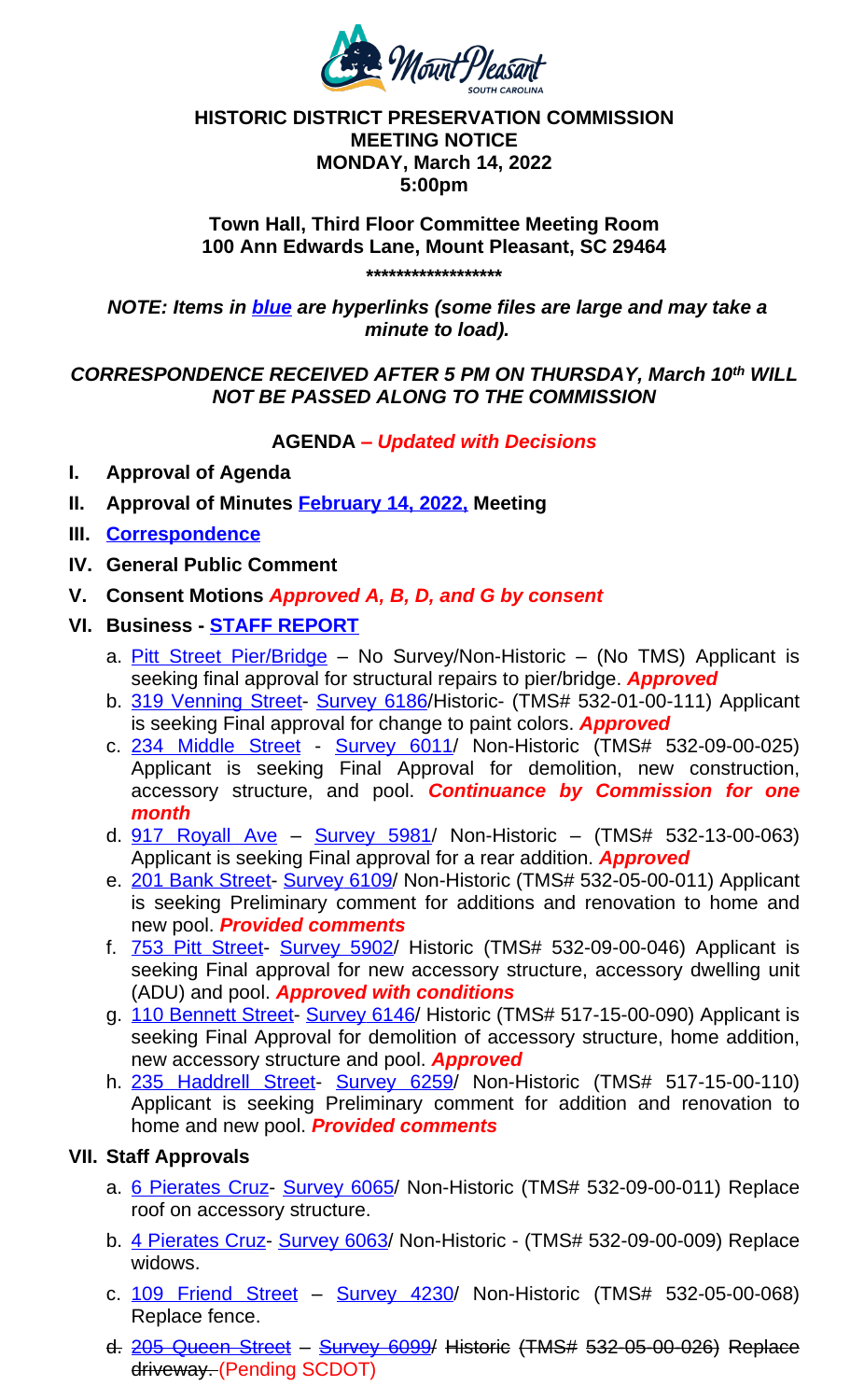**HISTORIC DISTRICT PRESERVATION COMMISSION**
**MEETING NOTICE**
**MONDAY, March 14, 2022**
**5:00pm**

**Town Hall, Third Floor Committee Meeting Room**
**100 Ann Edwards Lane, Mount Pleasant, SC 29464**
**\*\*\*\*\*\*\*\*\*\*\*\*\*\*\*\*\*\***

***NOTE: Items in blue are hyperlinks (some files are large and may take a minute to load).***

***CORRESPONDENCE RECEIVED AFTER 5 PM ON THURSDAY, March 10th WILL NOT BE PASSED ALONG TO THE COMMISSION***

**AGENDA – *Updated with Decisions***

- **I. Approval of Agenda**
- **II. Approval of Minutes February 14, 2022, Meeting**
- **III. Correspondence**
- **IV. General Public Comment**
- **V. Consent Motions *Approved A, B, D, and G by consent***
- **VI. Business - STAFF REPORT**
  - a. Pitt Street Pier/Bridge – No Survey/Non-Historic – (No TMS) Applicant is seeking final approval for structural repairs to pier/bridge. ***Approved***
  - b. 319 Venning Street- Survey 6186/Historic- (TMS# 532-01-00-111) Applicant is seeking Final approval for change to paint colors. ***Approved***
  - c. 234 Middle Street - Survey 6011/ Non-Historic (TMS# 532-09-00-025) Applicant is seeking Final Approval for demolition, new construction, accessory structure, and pool. ***Continuance by Commission for one month***
  - d. 917 Royall Ave – Survey 5981/ Non-Historic – (TMS# 532-13-00-063) Applicant is seeking Final approval for a rear addition. ***Approved***
  - e. 201 Bank Street- Survey 6109/ Non-Historic (TMS# 532-05-00-011) Applicant is seeking Preliminary comment for additions and renovation to home and new pool. ***Provided comments***
  - f. 753 Pitt Street- Survey 5902/ Historic (TMS# 532-09-00-046) Applicant is seeking Final approval for new accessory structure, accessory dwelling unit (ADU) and pool. ***Approved with conditions***
  - g. 110 Bennett Street- Survey 6146/ Historic (TMS# 517-15-00-090) Applicant is seeking Final Approval for demolition of accessory structure, home addition, new accessory structure and pool. ***Approved***
  - h. 235 Haddrell Street- Survey 6259/ Non-Historic (TMS# 517-15-00-110) Applicant is seeking Preliminary comment for addition and renovation to home and new pool. ***Provided comments***
- **VII. Staff Approvals**
  - a. 6 Pierates Cruz- Survey 6065/ Non-Historic (TMS# 532-09-00-011) Replace roof on accessory structure.
  - b. 4 Pierates Cruz- Survey 6063/ Non-Historic - (TMS# 532-09-00-009) Replace widows.
  - c. 109 Friend Street – Survey 4230/ Non-Historic (TMS# 532-05-00-068) Replace fence.
  - d. ~~205 Queen Street – Survey 6099/ Historic (TMS# 532-05-00-026) Replace driveway.~~ (Pending SCDOT)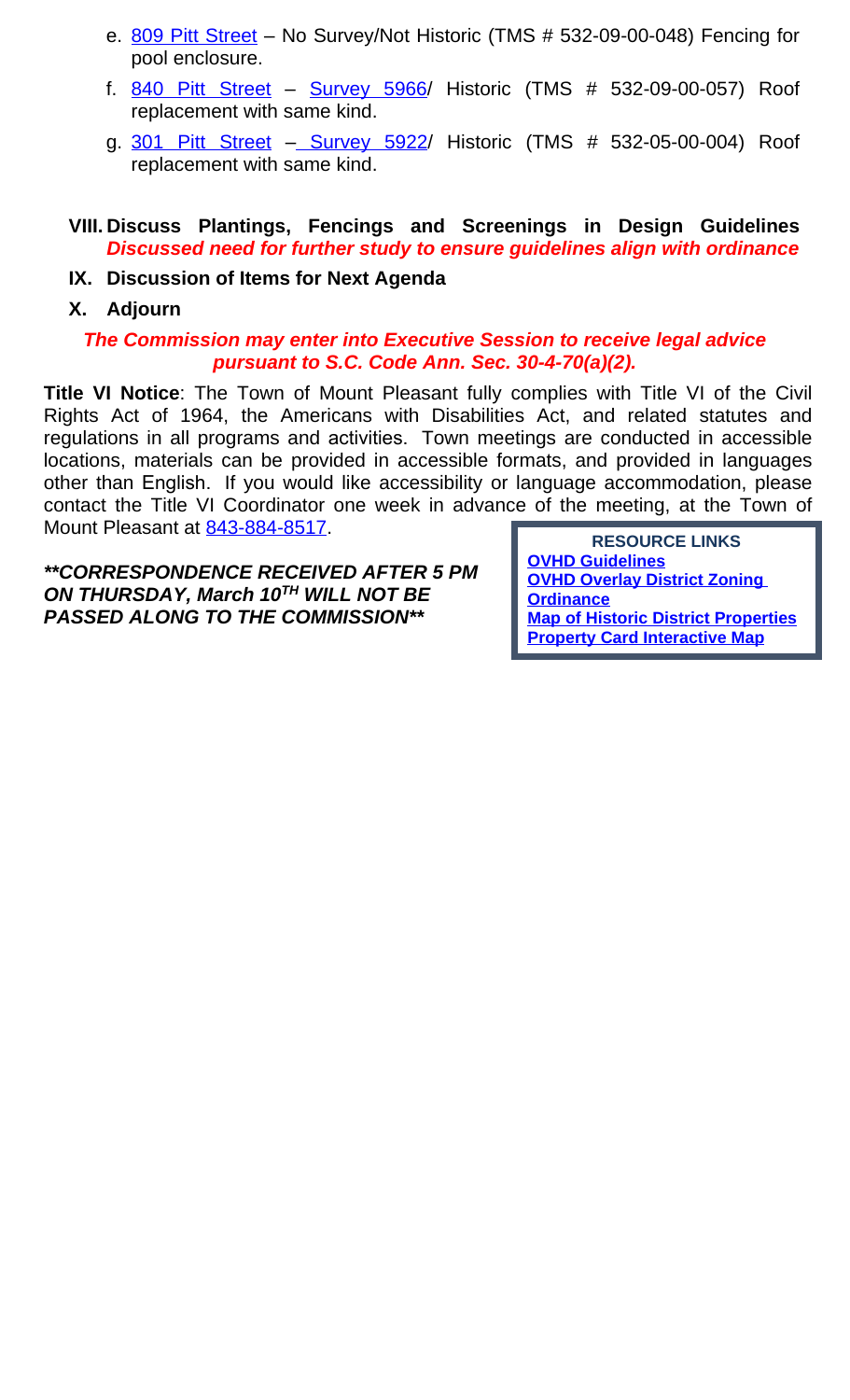e. 809 Pitt Street – No Survey/Not Historic (TMS # 532-09-00-048) Fencing for pool enclosure.

f. 840 Pitt Street – Survey 5966/ Historic (TMS # 532-09-00-057) Roof replacement with same kind.

g. 301 Pitt Street – Survey 5922/ Historic (TMS # 532-05-00-004) Roof replacement with same kind.

**VIII. Discuss Plantings, Fencings and Screenings in Design Guidelines**
***Discussed need for further study to ensure guidelines align with ordinance***

**IX. Discussion of Items for Next Agenda**

**X. Adjourn**

***The Commission may enter into Executive Session to receive legal advice pursuant to S.C. Code Ann. Sec. 30-4-70(a)(2).***

**Title VI Notice**: The Town of Mount Pleasant fully complies with Title VI of the Civil Rights Act of 1964, the Americans with Disabilities Act, and related statutes and regulations in all programs and activities. Town meetings are conducted in accessible locations, materials can be provided in accessible formats, and provided in languages other than English. If you would like accessibility or language accommodation, please contact the Title VI Coordinator one week in advance of the meeting, at the Town of Mount Pleasant at 843-884-8517.

***\*\*CORRESPONDENCE RECEIVED AFTER 5 PM ON THURSDAY, March 10TH WILL NOT BE PASSED ALONG TO THE COMMISSION\*\****

**RESOURCE LINKS**
**OVHD Guidelines**
**OVHD Overlay District Zoning Ordinance**
**Map of Historic District Properties**
**Property Card Interactive Map**